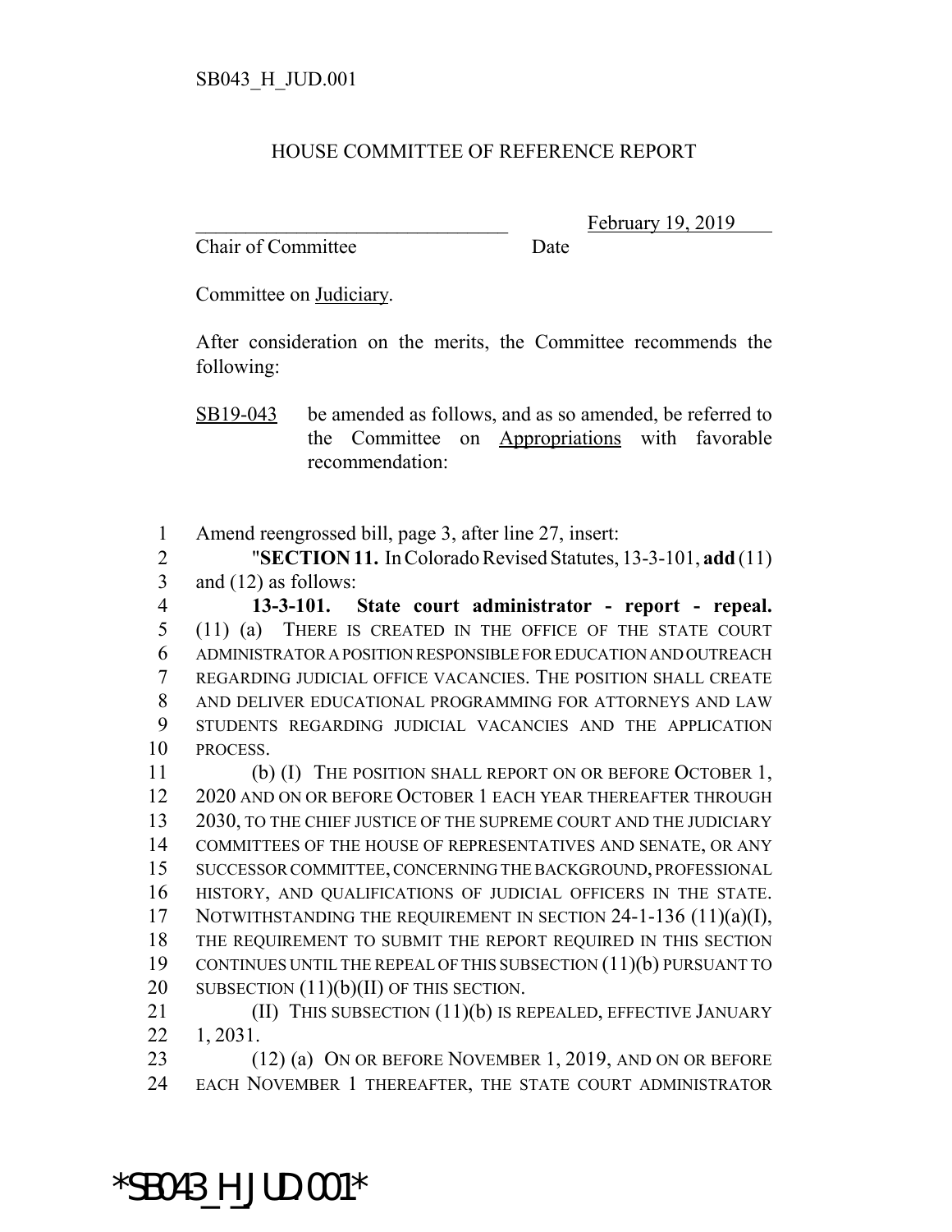SB043_H_JUD.001

HOUSE COMMITTEE OF REFERENCE REPORT

_______________________________ February 19, 2019

Chair of Committee Date

Committee on Judiciary.

After consideration on the merits, the Committee recommends the following:

SB19-043 be amended as follows, and as so amended, be referred to the Committee on Appropriations with favorable recommendation:

1 Amend reengrossed bill, page 3, after line 27, insert:

2 "**SECTION 11.** In Colorado Revised Statutes, 13-3-101, **add** (11)
3 and (12) as follows:

4 **13-3-101. State court administrator - report - repeal.**
5 (11) (a) THERE IS CREATED IN THE OFFICE OF THE STATE COURT
6 ADMINISTRATOR A POSITION RESPONSIBLE FOR EDUCATION AND OUTREACH
7 REGARDING JUDICIAL OFFICE VACANCIES. THE POSITION SHALL CREATE
8 AND DELIVER EDUCATIONAL PROGRAMMING FOR ATTORNEYS AND LAW
9 STUDENTS REGARDING JUDICIAL VACANCIES AND THE APPLICATION
10 PROCESS.

11 (b) (I) THE POSITION SHALL REPORT ON OR BEFORE OCTOBER 1,
12 2020 AND ON OR BEFORE OCTOBER 1 EACH YEAR THEREAFTER THROUGH
13 2030, TO THE CHIEF JUSTICE OF THE SUPREME COURT AND THE JUDICIARY
14 COMMITTEES OF THE HOUSE OF REPRESENTATIVES AND SENATE, OR ANY
15 SUCCESSOR COMMITTEE, CONCERNING THE BACKGROUND, PROFESSIONAL
16 HISTORY, AND QUALIFICATIONS OF JUDICIAL OFFICERS IN THE STATE.
17 NOTWITHSTANDING THE REQUIREMENT IN SECTION 24-1-136 (11)(a)(I),
18 THE REQUIREMENT TO SUBMIT THE REPORT REQUIRED IN THIS SECTION
19 CONTINUES UNTIL THE REPEAL OF THIS SUBSECTION (11)(b) PURSUANT TO
20 SUBSECTION (11)(b)(II) OF THIS SECTION.

21 (II) THIS SUBSECTION (11)(b) IS REPEALED, EFFECTIVE JANUARY
22 1, 2031.

23 (12) (a) ON OR BEFORE NOVEMBER 1, 2019, AND ON OR BEFORE
24 EACH NOVEMBER 1 THEREAFTER, THE STATE COURT ADMINISTRATOR

*SB043_H_JUD.001*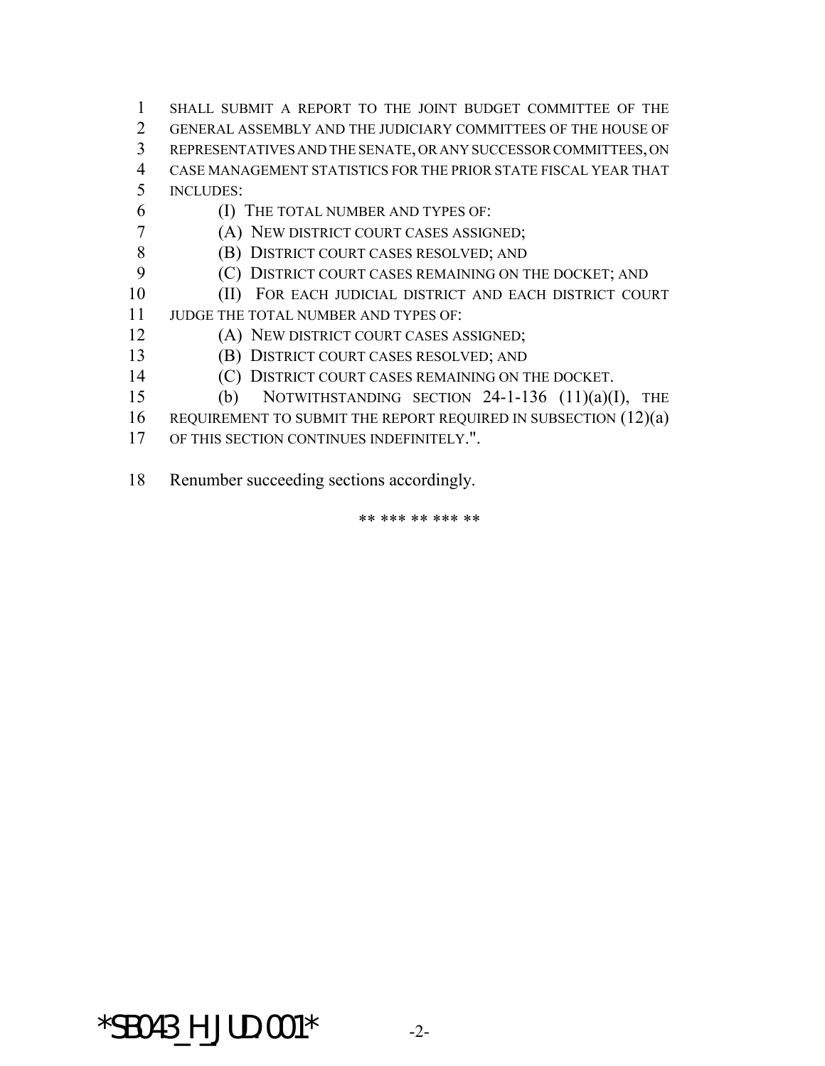SHALL SUBMIT A REPORT TO THE JOINT BUDGET COMMITTEE OF THE GENERAL ASSEMBLY AND THE JUDICIARY COMMITTEES OF THE HOUSE OF REPRESENTATIVES AND THE SENATE, OR ANY SUCCESSOR COMMITTEES, ON CASE MANAGEMENT STATISTICS FOR THE PRIOR STATE FISCAL YEAR THAT INCLUDES:

(I) THE TOTAL NUMBER AND TYPES OF:

(A) NEW DISTRICT COURT CASES ASSIGNED;

(B) DISTRICT COURT CASES RESOLVED; AND

(C) DISTRICT COURT CASES REMAINING ON THE DOCKET; AND

(II) FOR EACH JUDICIAL DISTRICT AND EACH DISTRICT COURT JUDGE THE TOTAL NUMBER AND TYPES OF:

(A) NEW DISTRICT COURT CASES ASSIGNED;

(B) DISTRICT COURT CASES RESOLVED; AND

(C) DISTRICT COURT CASES REMAINING ON THE DOCKET.

(b) NOTWITHSTANDING SECTION 24-1-136 (11)(a)(I), THE REQUIREMENT TO SUBMIT THE REPORT REQUIRED IN SUBSECTION (12)(a) OF THIS SECTION CONTINUES INDEFINITELY.".

Renumber succeeding sections accordingly.

** *** ** *** **

*SB043_H_JUD.001*